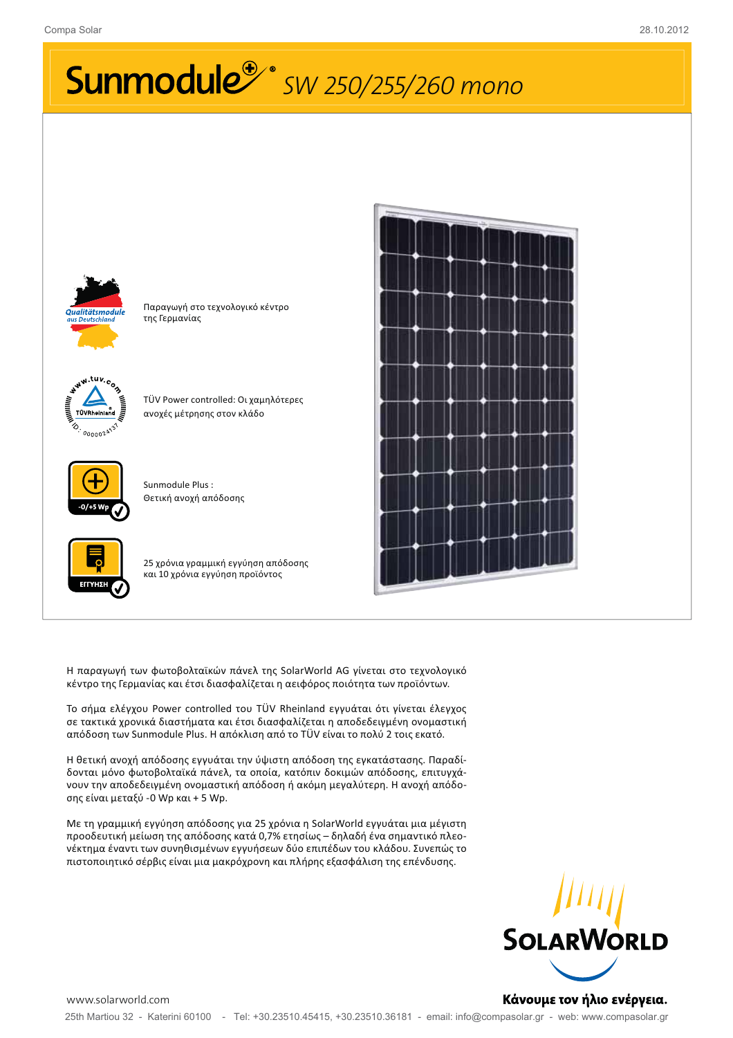# Sunmodule® SW 250/255/260 mono

Παραγωγή στο τεχνολογικό κέντρο της Γερμανίας

TÜV Power controlled: Οι χαμηλότερες ανοχές μέτρησης στον κλάδο

Sunmodule Plus : Θετική ανοχή απόδοσης

25 χρόνια γραμμική εγγύηση απόδοσης και 10 χρόνια εγγύηση προϊόντος

Η παραγωγή των φωτοβολταϊκών πάνελ της SolarWorld AG γίνεται στο τεχνολογικό κέντρο της Γερμανίας και έτσι διασφαλίζεται η αειφόρος ποιότητα των προϊόντων.

Το σήμα ελέγχου Power controlled του TÜV Rheinland εγγυάται ότι γίνεται έλεγχος σε τακτικά χρονικά διαστήματα και έτσι διασφαλίζεται η αποδεδειγμένη ονομαστική απόδοση των Sunmodule Plus. Η απόκλιση από το TÜV είναι το πολύ 2 τοις εκατό.

Η θετική ανοχή απόδοσης εγγυάται την ύψιστη απόδοση της εγκατάστασης. Παραδίδονται μόνο φωτοβολταϊκά πάνελ, τα οποία, κατόπιν δοκιμών απόδοσης, επιτυγχάνουν την αποδεδειγμένη ονομαστική απόδοση ή ακόμη μεγαλύτερη. Η ανοχή απόδοσης είναι μεταξύ -0 Wp και + 5 Wp.

Με τη γραμμική εγγύηση απόδοσης για 25 χρόνια η SolarWorld εγγυάται μια μέγιστη προοδευτική μείωση της απόδοσης κατά 0,7% ετησίως – δηλαδή ένα σημαντικό πλεονέκτημα έναντι των συνηθισμένων εγγυήσεων δύο επιπέδων του κλάδου. Συνεπώς το πιστοποιητικό σέρβις είναι μια μακρόχρονη και πλήρης εξασφάλιση της επένδυσης.

SolarWorld

Κάνουμε τον ήλιο ενέργεια.

www.solarworld.com

25th Martiou 32 - Katerini 60100 - Tel: +30.23510.45415, +30.23510.36181 - email: info@compasolar.gr - web: www.compasolar.gr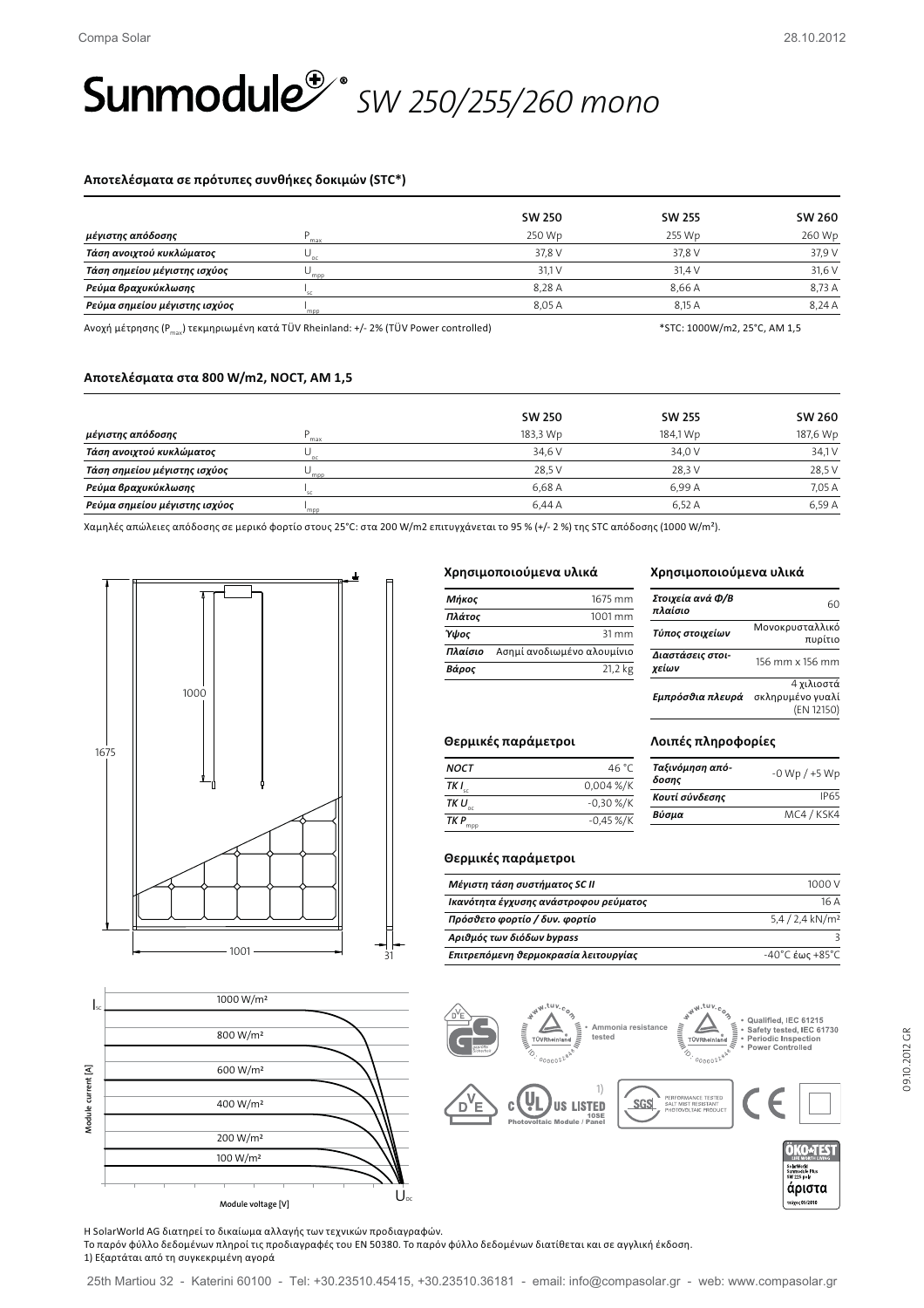# Sunmodule® SW 250/255/260 mono

### Αποτελέσματα σε πρότυπες συνθήκες δοκιμών (STC*)

| | | SW 250 | SW 255 | SW 260 |
|---|---|---|---|---|
| **μέγιστης απόδοσης** | $P_{max}$ | 250 Wp | 255 Wp | 260 Wp |
| **Τάση ανοιχτού κυκλώματος** | $U_{oc}$ | 37,8 V | 37,8 V | 37,9 V |
| **Τάση σημείου μέγιστης ισχύος** | $U_{mpp}$ | 31,1 V | 31,4 V | 31,6 V |
| **Ρεύμα βραχυκύκλωσης** | $I_{sc}$ | 8,28 A | 8,66 A | 8,73 A |
| **Ρεύμα σημείου μέγιστης ισχύος** | $I_{mpp}$ | 8,05 A | 8,15 A | 8,24 A |

Ανοχή μέτρησης ($P_{max}$) τεκμηριωμένη κατά TÜV Rheinland: +/- 2% (TÜV Power controlled)

*STC: 1000W/m2, 25°C, AM 1,5

### Αποτελέσματα στα 800 W/m2, NOCT, AM 1,5

| | | SW 250 | SW 255 | SW 260 |
|---|---|---|---|---|
| **μέγιστης απόδοσης** | $P_{max}$ | 183,3 Wp | 184,1 Wp | 187,6 Wp |
| **Τάση ανοιχτού κυκλώματος** | $U_{oc}$ | 34,6 V | 34,0 V | 34,1 V |
| **Τάση σημείου μέγιστης ισχύος** | $U_{mpp}$ | 28,5 V | 28,3 V | 28,5 V |
| **Ρεύμα βραχυκύκλωσης** | $I_{sc}$ | 6,68 A | 6,99 A | 7,05 A |
| **Ρεύμα σημείου μέγιστης ισχύος** | $I_{mpp}$ | 6,44 A | 6,52 A | 6,59 A |

Χαμηλές απώλειες απόδοσης σε μερικό φορτίο στους 25°C: στα 200 W/m2 επιτυγχάνεται το 95 % (+/- 2 %) της STC απόδοσης (1000 W/m²).

1000
1675
1001
31

### Χρησιμοποιούμενα υλικά

| | |
|---|---|
| **Μήκος** | 1675 mm |
| **Πλάτος** | 1001 mm |
| **Ύψος** | 31 mm |
| **Πλαίσιο** | Ασημί ανοδιωμένο αλουμίνιο |
| **Βάρος** | 21,2 kg |

### Χρησιμοποιούμενα υλικά

| | |
|---|---|
| **Στοιχεία ανά Φ/Β πλαίσιο** | 60 |
| **Τύπος στοιχείων** | Μονοκρυσταλλικό πυρίτιο |
| **Διαστάσεις στοιχείων** | 156 mm x 156 mm |
| **Εμπρόσθια πλευρά** | 4 χιλιοστά σκληρυμένο γυαλί (EN 12150) |

### Θερμικές παράμετροι

| | |
|---|---|
| **NOCT** | 46 °C |
| **TK $I_{sc}$** | 0,004 %/K |
| **TK $U_{oc}$** | -0,30 %/K |
| **TK $P_{mpp}$** | -0,45 %/K |

### Λοιπές πληροφορίες

| | |
|---|---|
| **Ταξινόμηση απόδοσης** | -0 Wp / +5 Wp |
| **Κουτί σύνδεσης** | IP65 |
| **Βύσμα** | MC4 / KSK4 |

### Θερμικές παράμετροι

| | |
|---|---|
| **Μέγιστη τάση συστήματος SC II** | 1000 V |
| **Ικανότητα έγχυσης ανάστροφου ρεύματος** | 16 A |
| **Πρόσθετο φορτίο / δυν. φορτίο** | 5,4 / 2,4 kN/m² |
| **Αριθμός των διόδων bypass** | 3 |
| **Επιτρεπόμενη θερμοκρασία λειτουργίας** | -40°C έως +85°C |

$I_{sc}$
1000 W/m²
800 W/m²
600 W/m²
400 W/m²
200 W/m²
100 W/m²
Module current [A]
Module voltage [V]
$U_{oc}$

Ammonia resistance tested

Qualified, IEC 61215
Safety tested, IEC 61730
Periodic Inspection
Power Controlled

c UL US LISTED 1) 
Photovoltaic Module / Panel

SGS PERFORMANCE TESTED SALT MIST RESISTANT PHOTOVOLTAIC PRODUCT

ÖKO-TEST άριστα

Η SolarWorld AG διατηρεί το δικαίωμα αλλαγής των τεχνικών προδιαγραφών.
Το παρόν φύλλο δεδομένων πληροί τις προδιαγραφές του EN 50380. Το παρόν φύλλο δεδομένων διατίθεται και σε αγγλική έκδοση.
1) Εξαρτάται από τη συγκεκριμένη αγορά

09.10.2012 GR

25th Martiou 32 - Katerini 60100 - Tel: +30.23510.45415, +30.23510.36181 - email: info@compasolar.gr - web: www.compasolar.gr